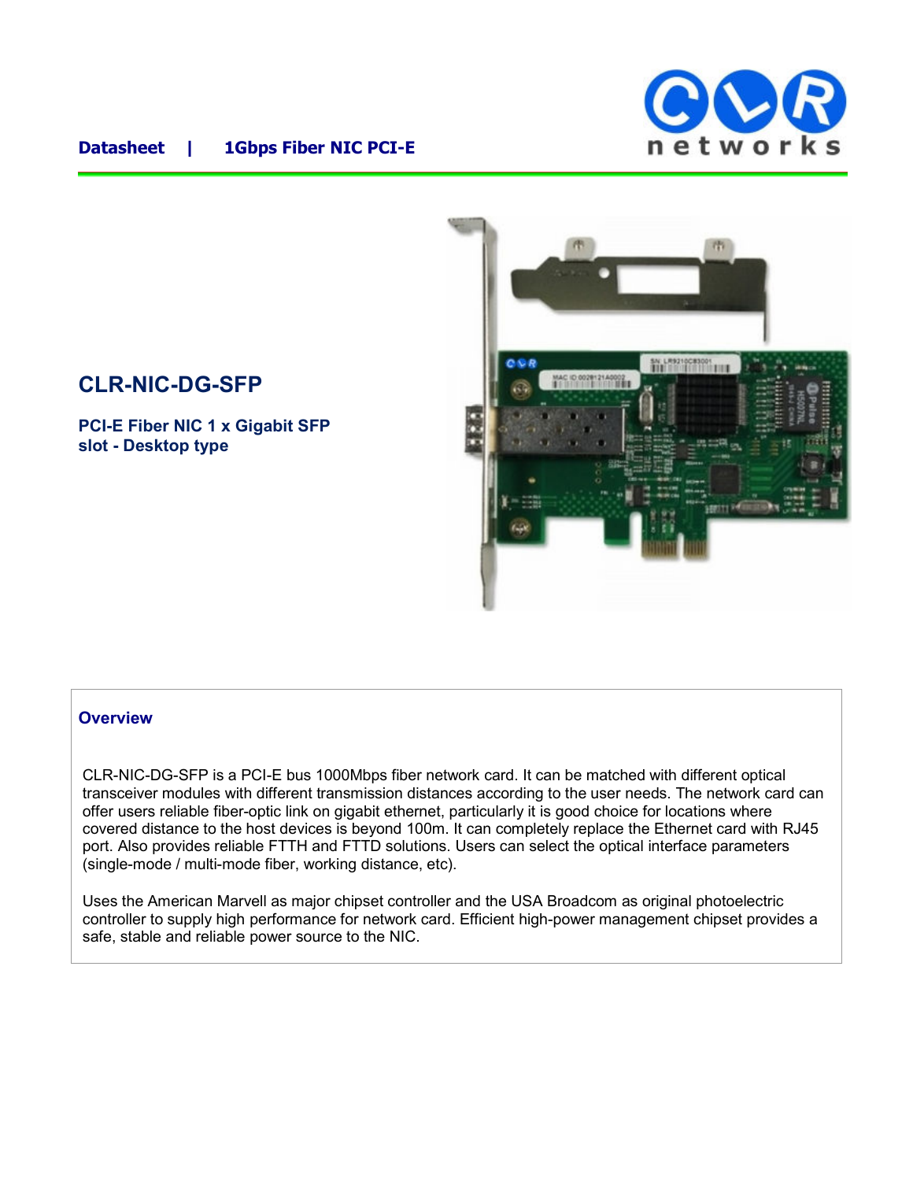Datasheet | 1Gbps Fiber NIC PCI-E

# CLR-NIC-DG-SFP

**PCI-E Fiber NIC 1 x Gigabit SFP slot - Desktop type**

## Overview

CLR-NIC-DG-SFP is a PCI-E bus 1000Mbps fiber network card. It can be matched with different optical transceiver modules with different transmission distances according to the user needs. The network card can offer users reliable fiber-optic link on gigabit ethernet, particularly it is good choice for locations where covered distance to the host devices is beyond 100m. It can completely replace the Ethernet card with RJ45 port. Also provides reliable FTTH and FTTD solutions. Users can select the optical interface parameters (single-mode / multi-mode fiber, working distance, etc).

Uses the American Marvell as major chipset controller and the USA Broadcom as original photoelectric controller to supply high performance for network card. Efficient high-power management chipset provides a safe, stable and reliable power source to the NIC.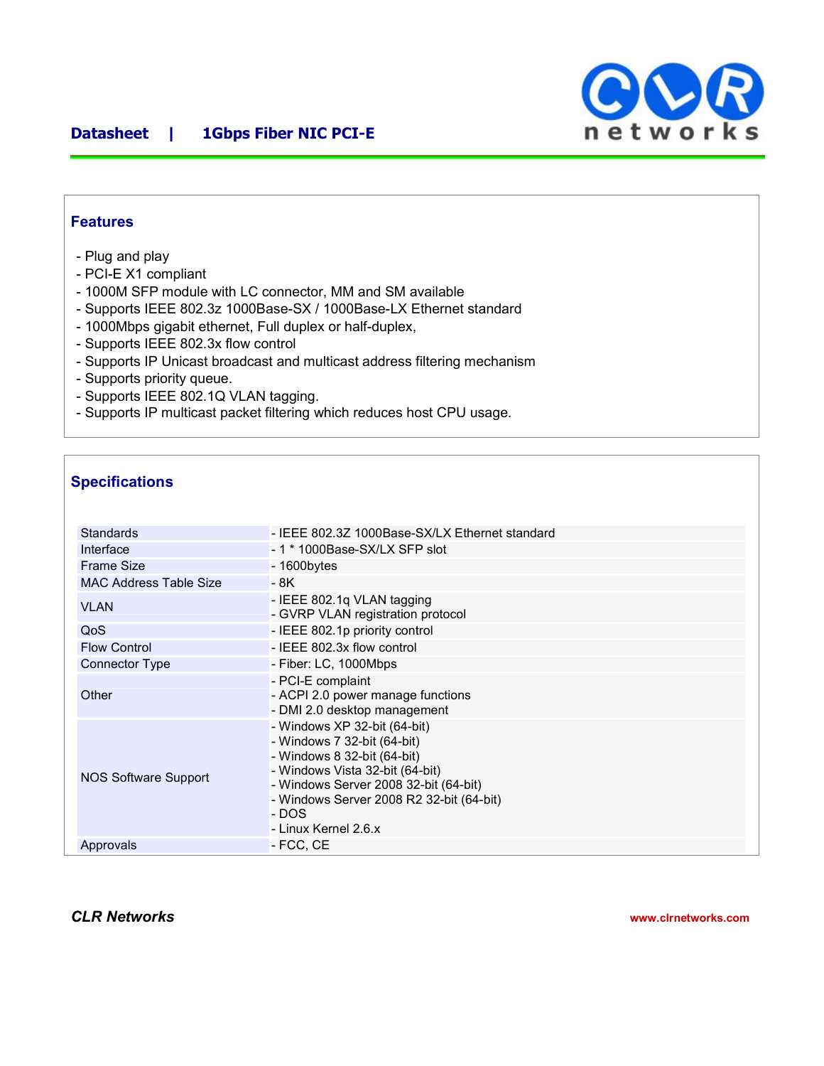Datasheet | 1Gbps Fiber NIC PCI-E

## Features

- Plug and play
- PCI-E X1 compliant
- 1000M SFP module with LC connector, MM and SM available
- Supports IEEE 802.3z 1000Base-SX / 1000Base-LX Ethernet standard
- 1000Mbps gigabit ethernet, Full duplex or half-duplex,
- Supports IEEE 802.3x flow control
- Supports IP Unicast broadcast and multicast address filtering mechanism
- Supports priority queue.
- Supports IEEE 802.1Q VLAN tagging.
- Supports IP multicast packet filtering which reduces host CPU usage.

## Specifications

| | |
|---|---|
| Standards | - IEEE 802.3Z 1000Base-SX/LX Ethernet standard |
| Interface | - 1 * 1000Base-SX/LX SFP slot |
| Frame Size | - 1600bytes |
| MAC Address Table Size | - 8K |
| VLAN | - IEEE 802.1q VLAN tagging<br>- GVRP VLAN registration protocol |
| QoS | - IEEE 802.1p priority control |
| Flow Control | - IEEE 802.3x flow control |
| Connector Type | - Fiber: LC, 1000Mbps |
| Other | - PCI-E complaint<br>- ACPI 2.0 power manage functions<br>- DMI 2.0 desktop management |
| NOS Software Support | - Windows XP 32-bit (64-bit)<br>- Windows 7 32-bit (64-bit)<br>- Windows 8 32-bit (64-bit)<br>- Windows Vista 32-bit (64-bit)<br>- Windows Server 2008 32-bit (64-bit)<br>- Windows Server 2008 R2 32-bit (64-bit)<br>- DOS<br>- Linux Kernel 2.6.x |
| Approvals | - FCC, CE |

*CLR Networks*

www.clrnetworks.com